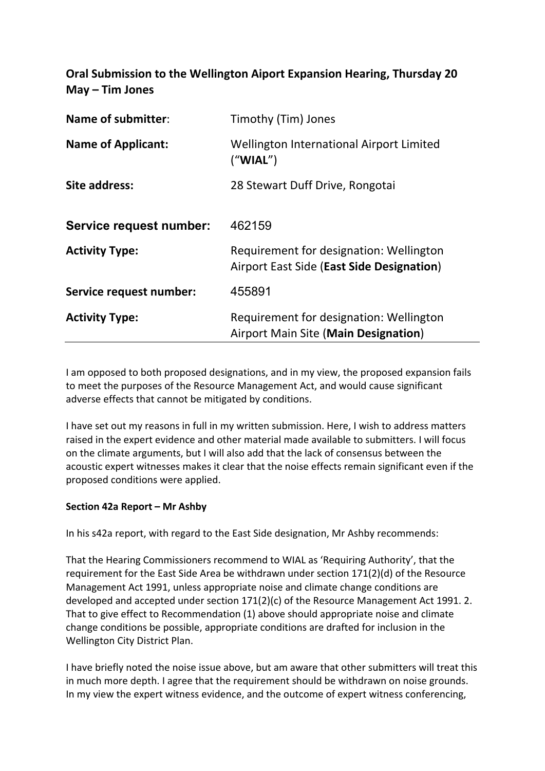**Oral Submission to the Wellington Aiport Expansion Hearing, Thursday 20 May – Tim Jones**

| | |
|---|---|
| **Name of submitter**: | Timothy (Tim) Jones |
| **Name of Applicant:** | Wellington International Airport Limited ("**WIAL**") |
| **Site address:** | 28 Stewart Duff Drive, Rongotai |
| **Service request number:** | 462159 |
| **Activity Type:** | Requirement for designation: Wellington Airport East Side (**East Side Designation**) |
| **Service request number:** | 455891 |
| **Activity Type:** | Requirement for designation: Wellington Airport Main Site (**Main Designation**) |

I am opposed to both proposed designations, and in my view, the proposed expansion fails to meet the purposes of the Resource Management Act, and would cause significant adverse effects that cannot be mitigated by conditions.

I have set out my reasons in full in my written submission. Here, I wish to address matters raised in the expert evidence and other material made available to submitters. I will focus on the climate arguments, but I will also add that the lack of consensus between the acoustic expert witnesses makes it clear that the noise effects remain significant even if the proposed conditions were applied.

**Section 42a Report – Mr Ashby**

In his s42a report, with regard to the East Side designation, Mr Ashby recommends:

That the Hearing Commissioners recommend to WIAL as 'Requiring Authority', that the requirement for the East Side Area be withdrawn under section 171(2)(d) of the Resource Management Act 1991, unless appropriate noise and climate change conditions are developed and accepted under section 171(2)(c) of the Resource Management Act 1991. 2. That to give effect to Recommendation (1) above should appropriate noise and climate change conditions be possible, appropriate conditions are drafted for inclusion in the Wellington City District Plan.

I have briefly noted the noise issue above, but am aware that other submitters will treat this in much more depth. I agree that the requirement should be withdrawn on noise grounds. In my view the expert witness evidence, and the outcome of expert witness conferencing,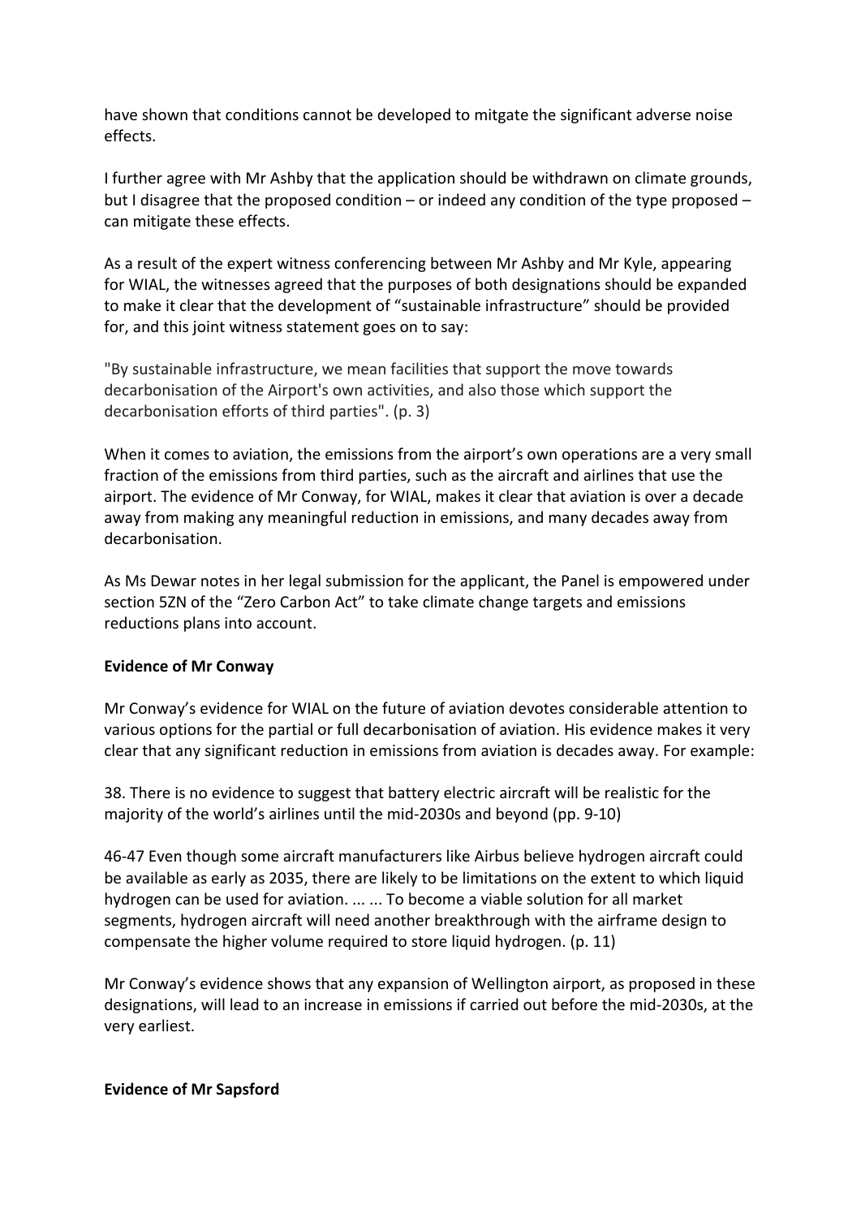have shown that conditions cannot be developed to mitigate the significant adverse noise effects.

I further agree with Mr Ashby that the application should be withdrawn on climate grounds, but I disagree that the proposed condition – or indeed any condition of the type proposed – can mitigate these effects.

As a result of the expert witness conferencing between Mr Ashby and Mr Kyle, appearing for WIAL, the witnesses agreed that the purposes of both designations should be expanded to make it clear that the development of "sustainable infrastructure" should be provided for, and this joint witness statement goes on to say:

"By sustainable infrastructure, we mean facilities that support the move towards decarbonisation of the Airport's own activities, and also those which support the decarbonisation efforts of third parties". (p. 3)

When it comes to aviation, the emissions from the airport's own operations are a very small fraction of the emissions from third parties, such as the aircraft and airlines that use the airport. The evidence of Mr Conway, for WIAL, makes it clear that aviation is over a decade away from making any meaningful reduction in emissions, and many decades away from decarbonisation.

As Ms Dewar notes in her legal submission for the applicant, the Panel is empowered under section 5ZN of the "Zero Carbon Act" to take climate change targets and emissions reductions plans into account.

**Evidence of Mr Conway**

Mr Conway's evidence for WIAL on the future of aviation devotes considerable attention to various options for the partial or full decarbonisation of aviation. His evidence makes it very clear that any significant reduction in emissions from aviation is decades away. For example:

38. There is no evidence to suggest that battery electric aircraft will be realistic for the majority of the world's airlines until the mid-2030s and beyond (pp. 9-10)

46-47 Even though some aircraft manufacturers like Airbus believe hydrogen aircraft could be available as early as 2035, there are likely to be limitations on the extent to which liquid hydrogen can be used for aviation. ... ... To become a viable solution for all market segments, hydrogen aircraft will need another breakthrough with the airframe design to compensate the higher volume required to store liquid hydrogen. (p. 11)

Mr Conway's evidence shows that any expansion of Wellington airport, as proposed in these designations, will lead to an increase in emissions if carried out before the mid-2030s, at the very earliest.

**Evidence of Mr Sapsford**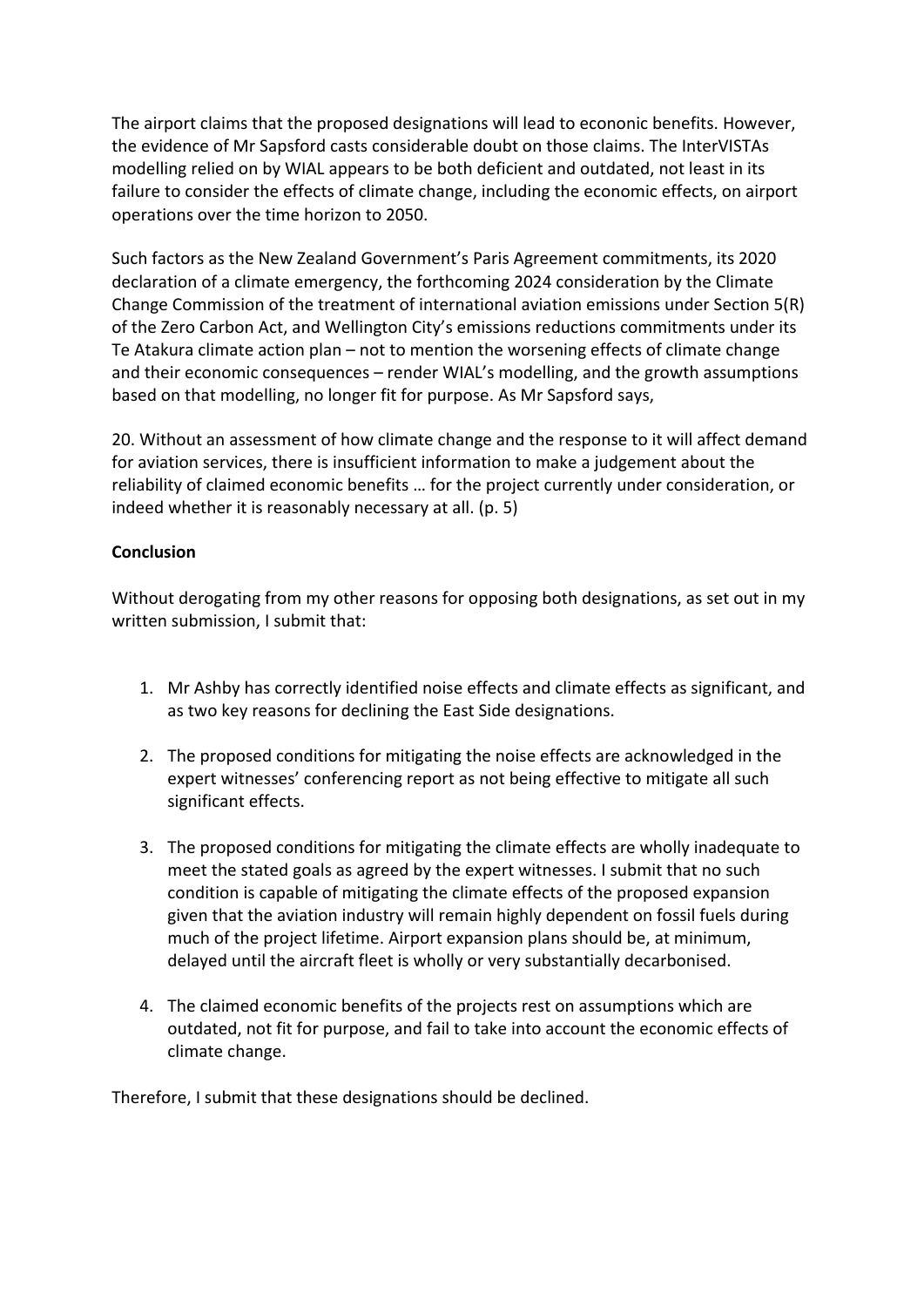The airport claims that the proposed designations will lead to econonic benefits. However, the evidence of Mr Sapsford casts considerable doubt on those claims. The InterVISTAs modelling relied on by WIAL appears to be both deficient and outdated, not least in its failure to consider the effects of climate change, including the economic effects, on airport operations over the time horizon to 2050.

Such factors as the New Zealand Government's Paris Agreement commitments, its 2020 declaration of a climate emergency, the forthcoming 2024 consideration by the Climate Change Commission of the treatment of international aviation emissions under Section 5(R) of the Zero Carbon Act, and Wellington City's emissions reductions commitments under its Te Atakura climate action plan – not to mention the worsening effects of climate change and their economic consequences – render WIAL's modelling, and the growth assumptions based on that modelling, no longer fit for purpose. As Mr Sapsford says,

20. Without an assessment of how climate change and the response to it will affect demand for aviation services, there is insufficient information to make a judgement about the reliability of claimed economic benefits … for the project currently under consideration, or indeed whether it is reasonably necessary at all. (p. 5)

**Conclusion**

Without derogating from my other reasons for opposing both designations, as set out in my written submission, I submit that:

1. Mr Ashby has correctly identified noise effects and climate effects as significant, and as two key reasons for declining the East Side designations.
2. The proposed conditions for mitigating the noise effects are acknowledged in the expert witnesses' conferencing report as not being effective to mitigate all such significant effects.
3. The proposed conditions for mitigating the climate effects are wholly inadequate to meet the stated goals as agreed by the expert witnesses. I submit that no such condition is capable of mitigating the climate effects of the proposed expansion given that the aviation industry will remain highly dependent on fossil fuels during much of the project lifetime. Airport expansion plans should be, at minimum, delayed until the aircraft fleet is wholly or very substantially decarbonised.
4. The claimed economic benefits of the projects rest on assumptions which are outdated, not fit for purpose, and fail to take into account the economic effects of climate change.

Therefore, I submit that these designations should be declined.